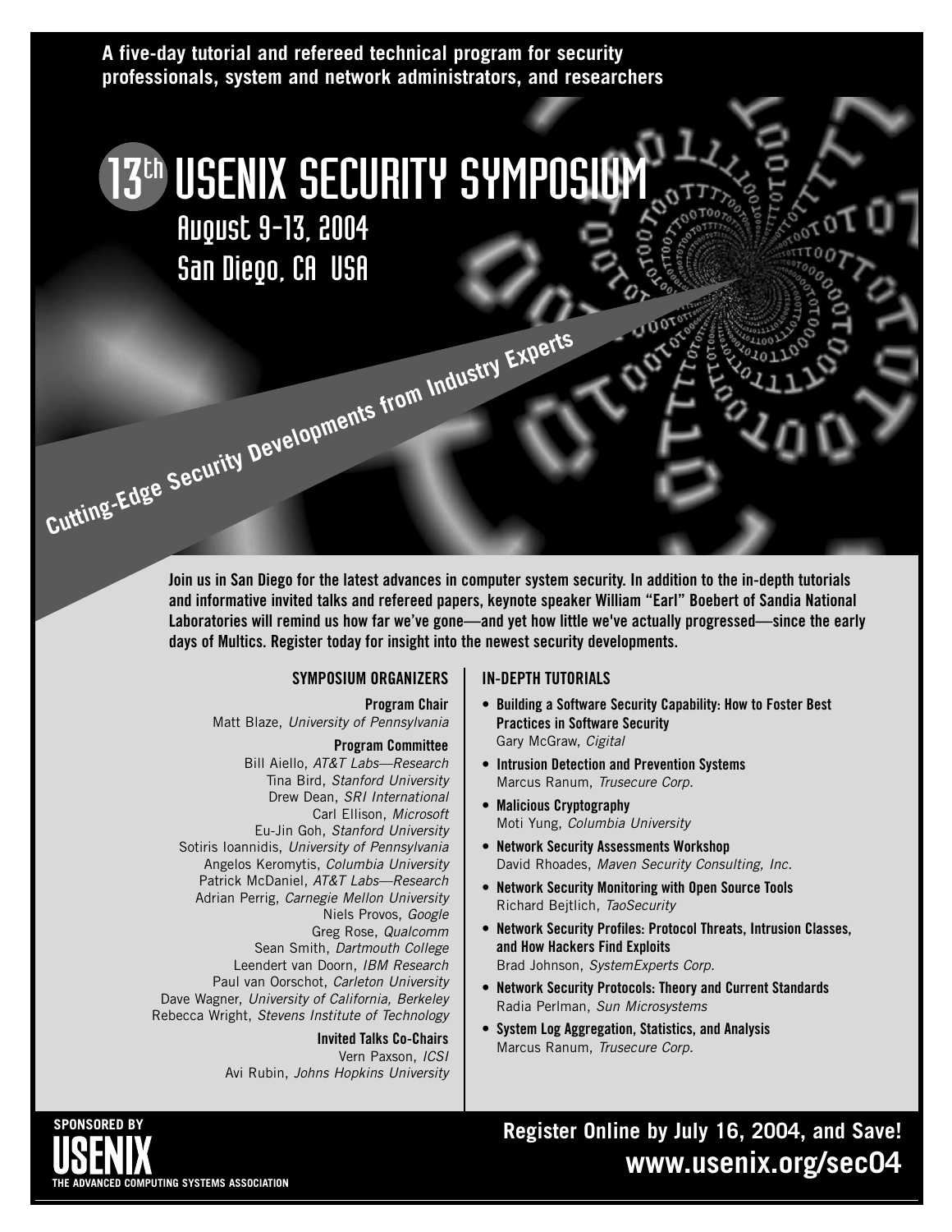**A five-day tutorial and refereed technical program for security professionals, system and network administrators, and researchers**

# 13th USENIX SECURITY SYMPOSIUM

## August 9–13, 2004
## San Diego, CA USA

**Cutting-Edge Security Developments from Industry Experts**

**Join us in San Diego for the latest advances in computer system security. In addition to the in-depth tutorials and informative invited talks and refereed papers, keynote speaker William "Earl" Boebert of Sandia National Laboratories will remind us how far we've gone—and yet how little we've actually progressed—since the early days of Multics. Register today for insight into the newest security developments.**

### SYMPOSIUM ORGANIZERS

**Program Chair**
Matt Blaze, *University of Pennsylvania*

**Program Committee**
Bill Aiello, *AT&T Labs—Research*
Tina Bird, *Stanford University*
Drew Dean, *SRI International*
Carl Ellison, *Microsoft*
Eu-Jin Goh, *Stanford University*
Sotiris Ioannidis, *University of Pennsylvania*
Angelos Keromytis, *Columbia University*
Patrick McDaniel, *AT&T Labs—Research*
Adrian Perrig, *Carnegie Mellon University*
Niels Provos, *Google*
Greg Rose, *Qualcomm*
Sean Smith, *Dartmouth College*
Leendert van Doorn, *IBM Research*
Paul van Oorschot, *Carleton University*
Dave Wagner, *University of California, Berkeley*
Rebecca Wright, *Stevens Institute of Technology*

**Invited Talks Co-Chairs**
Vern Paxson, *ICSI*
Avi Rubin, *Johns Hopkins University*

### IN-DEPTH TUTORIALS

- **Building a Software Security Capability: How to Foster Best Practices in Software Security**
  Gary McGraw, *Cigital*
- **Intrusion Detection and Prevention Systems**
  Marcus Ranum, *Trusecure Corp.*
- **Malicious Cryptography**
  Moti Yung, *Columbia University*
- **Network Security Assessments Workshop**
  David Rhoades, *Maven Security Consulting, Inc.*
- **Network Security Monitoring with Open Source Tools**
  Richard Bejtlich, *TaoSecurity*
- **Network Security Profiles: Protocol Threats, Intrusion Classes, and How Hackers Find Exploits**
  Brad Johnson, *SystemExperts Corp.*
- **Network Security Protocols: Theory and Current Standards**
  Radia Perlman, *Sun Microsystems*
- **System Log Aggregation, Statistics, and Analysis**
  Marcus Ranum, *Trusecure Corp.*

**SPONSORED BY**
**USENIX**
**THE ADVANCED COMPUTING SYSTEMS ASSOCIATION**

**Register Online by July 16, 2004, and Save!**
**www.usenix.org/sec04**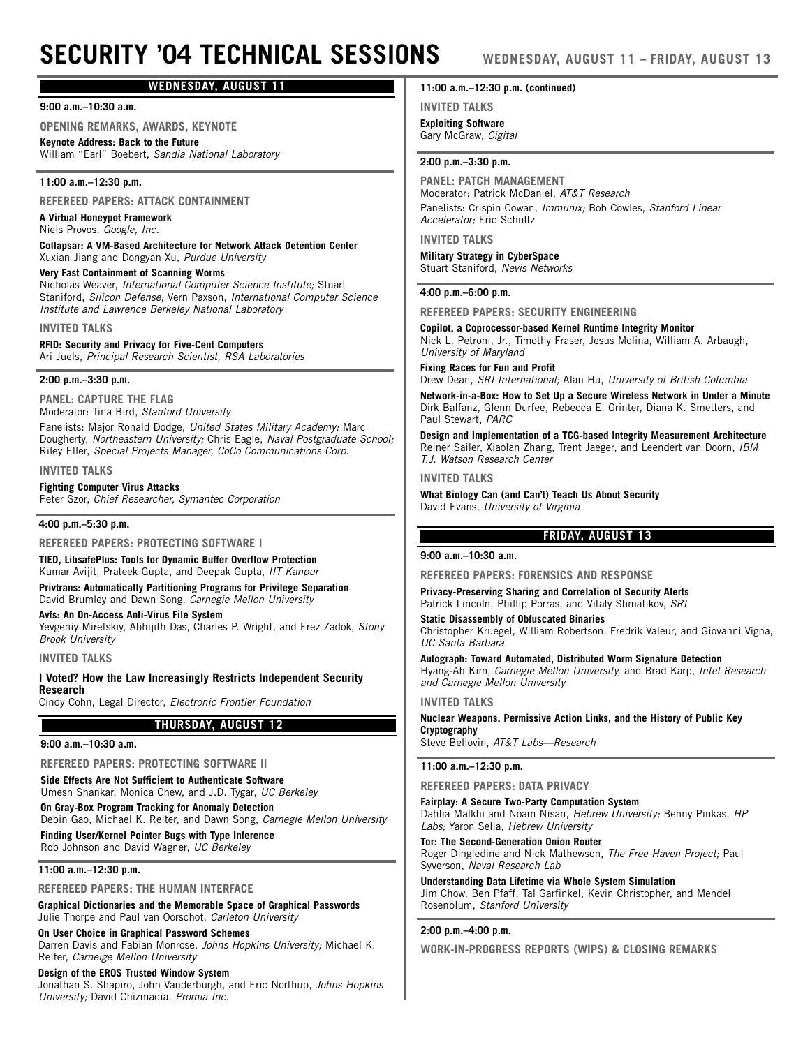# SECURITY '04 TECHNICAL SESSIONS

WEDNESDAY, AUGUST 11 – FRIDAY, AUGUST 13

## WEDNESDAY, AUGUST 11

### 9:00 a.m.–10:30 a.m.

**OPENING REMARKS, AWARDS, KEYNOTE**

**Keynote Address: Back to the Future**
William "Earl" Boebert, *Sandia National Laboratory*

### 11:00 a.m.–12:30 p.m.

**REFEREED PAPERS: ATTACK CONTAINMENT**

**A Virtual Honeypot Framework**
Niels Provos, *Google, Inc.*

**Collapsar: A VM-Based Architecture for Network Attack Detention Center**
Xuxian Jiang and Dongyan Xu, *Purdue University*

**Very Fast Containment of Scanning Worms**
Nicholas Weaver, *International Computer Science Institute;* Stuart Staniford, *Silicon Defense;* Vern Paxson, *International Computer Science Institute and Lawrence Berkeley National Laboratory*

**INVITED TALKS**

**RFID: Security and Privacy for Five-Cent Computers**
Ari Juels, *Principal Research Scientist, RSA Laboratories*

### 2:00 p.m.–3:30 p.m.

**PANEL: CAPTURE THE FLAG**
Moderator: Tina Bird, *Stanford University*

Panelists: Major Ronald Dodge, *United States Military Academy;* Marc Dougherty, *Northeastern University;* Chris Eagle, *Naval Postgraduate School;* Riley Eller, *Special Projects Manager, CoCo Communications Corp.*

**INVITED TALKS**

**Fighting Computer Virus Attacks**
Peter Szor, *Chief Researcher, Symantec Corporation*

### 4:00 p.m.–5:30 p.m.

**REFEREED PAPERS: PROTECTING SOFTWARE I**

**TIED, LibsafePlus: Tools for Dynamic Buffer Overflow Protection**
Kumar Avijit, Prateek Gupta, and Deepak Gupta, *IIT Kanpur*

**Privtrans: Automatically Partitioning Programs for Privilege Separation**
David Brumley and Dawn Song, *Carnegie Mellon University*

**Avfs: An On-Access Anti-Virus File System**
Yevgeniy Miretskiy, Abhijith Das, Charles P. Wright, and Erez Zadok, *Stony Brook University*

**INVITED TALKS**

**I Voted? How the Law Increasingly Restricts Independent Security Research**
Cindy Cohn, Legal Director, *Electronic Frontier Foundation*

## THURSDAY, AUGUST 12

### 9:00 a.m.–10:30 a.m.

**REFEREED PAPERS: PROTECTING SOFTWARE II**

**Side Effects Are Not Sufficient to Authenticate Software**
Umesh Shankar, Monica Chew, and J.D. Tygar, *UC Berkeley*

**On Gray-Box Program Tracking for Anomaly Detection**
Debin Gao, Michael K. Reiter, and Dawn Song, *Carnegie Mellon University*

**Finding User/Kernel Pointer Bugs with Type Inference**
Rob Johnson and David Wagner, *UC Berkeley*

### 11:00 a.m.–12:30 p.m.

**REFEREED PAPERS: THE HUMAN INTERFACE**

**Graphical Dictionaries and the Memorable Space of Graphical Passwords**
Julie Thorpe and Paul van Oorschot, *Carleton University*

**On User Choice in Graphical Password Schemes**
Darren Davis and Fabian Monrose, *Johns Hopkins University;* Michael K. Reiter, *Carneige Mellon University*

**Design of the EROS Trusted Window System**
Jonathan S. Shapiro, John Vanderburgh, and Eric Northup, *Johns Hopkins University;* David Chizmadia, *Promia Inc.*

### 11:00 a.m.–12:30 p.m. (continued)

**INVITED TALKS**

**Exploiting Software**
Gary McGraw, *Cigital*

### 2:00 p.m.–3:30 p.m.

**PANEL: PATCH MANAGEMENT**
Moderator: Patrick McDaniel, *AT&T Research*

Panelists: Crispin Cowan, *Immunix;* Bob Cowles, *Stanford Linear Accelerator;* Eric Schultz

**INVITED TALKS**

**Military Strategy in CyberSpace**
Stuart Staniford, *Nevis Networks*

### 4:00 p.m.–6:00 p.m.

**REFEREED PAPERS: SECURITY ENGINEERING**

**Copilot, a Coprocessor-based Kernel Runtime Integrity Monitor**
Nick L. Petroni, Jr., Timothy Fraser, Jesus Molina, William A. Arbaugh, *University of Maryland*

**Fixing Races for Fun and Profit**
Drew Dean, *SRI International;* Alan Hu, *University of British Columbia*

**Network-in-a-Box: How to Set Up a Secure Wireless Network in Under a Minute**
Dirk Balfanz, Glenn Durfee, Rebecca E. Grinter, Diana K. Smetters, and Paul Stewart, *PARC*

**Design and Implementation of a TCG-based Integrity Measurement Architecture**
Reiner Sailer, Xiaolan Zhang, Trent Jaeger, and Leendert van Doorn, *IBM T.J. Watson Research Center*

**INVITED TALKS**

**What Biology Can (and Can't) Teach Us About Security**
David Evans, *University of Virginia*

## FRIDAY, AUGUST 13

### 9:00 a.m.–10:30 a.m.

**REFEREED PAPERS: FORENSICS AND RESPONSE**

**Privacy-Preserving Sharing and Correlation of Security Alerts**
Patrick Lincoln, Phillip Porras, and Vitaly Shmatikov, *SRI*

**Static Disassembly of Obfuscated Binaries**
Christopher Kruegel, William Robertson, Fredrik Valeur, and Giovanni Vigna, *UC Santa Barbara*

**Autograph: Toward Automated, Distributed Worm Signature Detection**
Hyang-Ah Kim, *Carnegie Mellon University,* and Brad Karp, *Intel Research and Carnegie Mellon University*

**INVITED TALKS**

**Nuclear Weapons, Permissive Action Links, and the History of Public Key Cryptography**
Steve Bellovin, *AT&T Labs—Research*

### 11:00 a.m.–12:30 p.m.

**REFEREED PAPERS: DATA PRIVACY**

**Fairplay: A Secure Two-Party Computation System**
Dahlia Malkhi and Noam Nisan, *Hebrew University;* Benny Pinkas, *HP Labs;* Yaron Sella, *Hebrew University*

**Tor: The Second-Generation Onion Router**
Roger Dingledine and Nick Mathewson, *The Free Haven Project;* Paul Syverson, *Naval Research Lab*

**Understanding Data Lifetime via Whole System Simulation**
Jim Chow, Ben Pfaff, Tal Garfinkel, Kevin Christopher, and Mendel Rosenblum, *Stanford University*

### 2:00 p.m.–4:00 p.m.

**WORK-IN-PROGRESS REPORTS (WIPS) & CLOSING REMARKS**